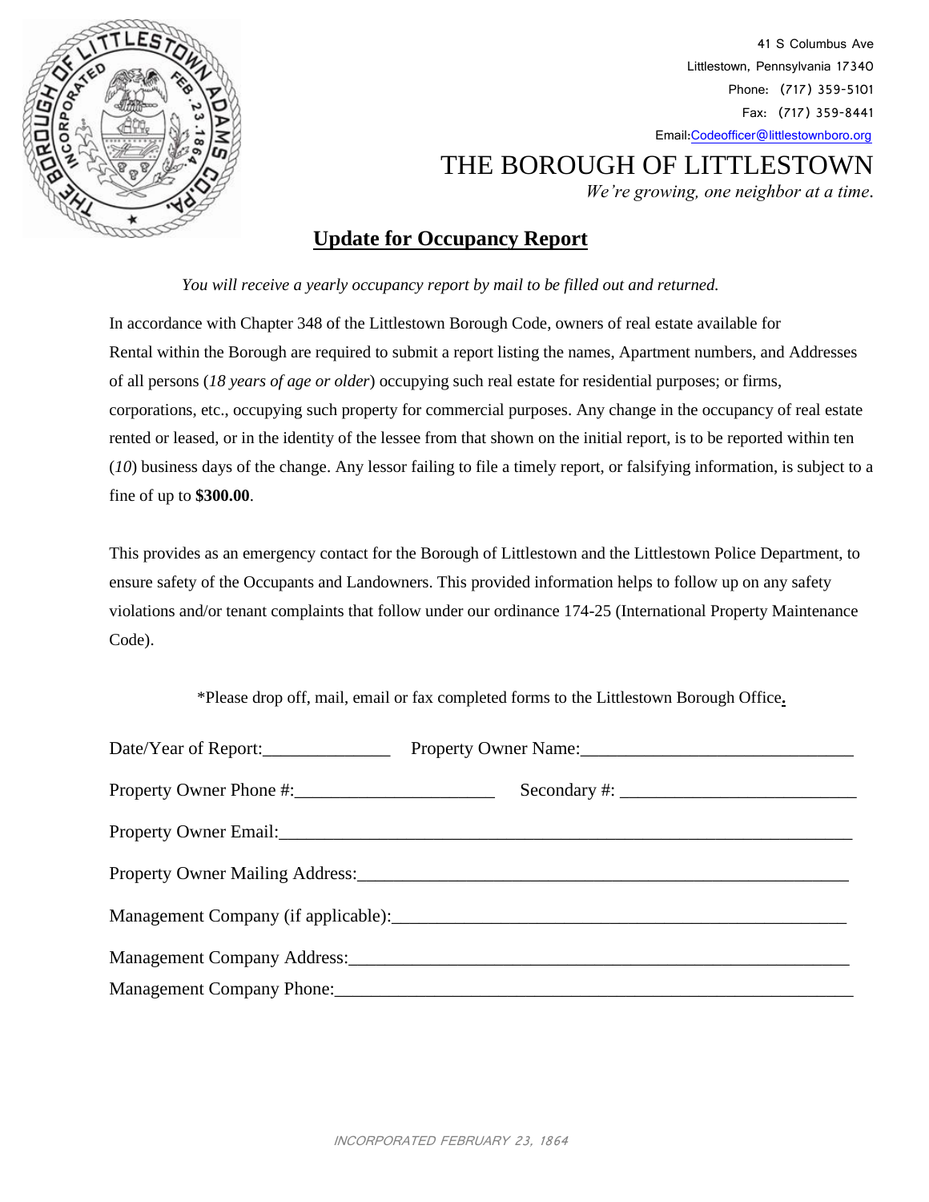41 S Columbus Ave
Littlestown, Pennsylvania 17340
Phone: (717) 359-5101
Fax: (717) 359-8441
Email: Codeofficer@littlestownboro.org

# THE BOROUGH OF LITTLESTOWN

*We're growing, one neighbor at a time.*

## Update for Occupancy Report

*You will receive a yearly occupancy report by mail to be filled out and returned.*

In accordance with Chapter 348 of the Littlestown Borough Code, owners of real estate available for Rental within the Borough are required to submit a report listing the names, Apartment numbers, and Addresses of all persons (*18 years of age or older*) occupying such real estate for residential purposes; or firms, corporations, etc., occupying such property for commercial purposes. Any change in the occupancy of real estate rented or leased, or in the identity of the lessee from that shown on the initial report, is to be reported within ten (*10*) business days of the change. Any lessor failing to file a timely report, or falsifying information, is subject to a fine of up to **$300.00**.

This provides as an emergency contact for the Borough of Littlestown and the Littlestown Police Department, to ensure safety of the Occupants and Landowners. This provided information helps to follow up on any safety violations and/or tenant complaints that follow under our ordinance 174-25 (International Property Maintenance Code).

*Please drop off, mail, email or fax completed forms to the Littlestown Borough Office.

Date/Year of Report:______________ Property Owner Name:_____________________________

Property Owner Phone #:_____________________ Secondary #: _________________________

Property Owner Email:_______________________________________________________________

Property Owner Mailing Address:_____________________________________________________

Management Company (if applicable):_________________________________________________

Management Company Address:_______________________________________________________

Management Company Phone:_________________________________________________________

*INCORPORATED FEBRUARY 23, 1864*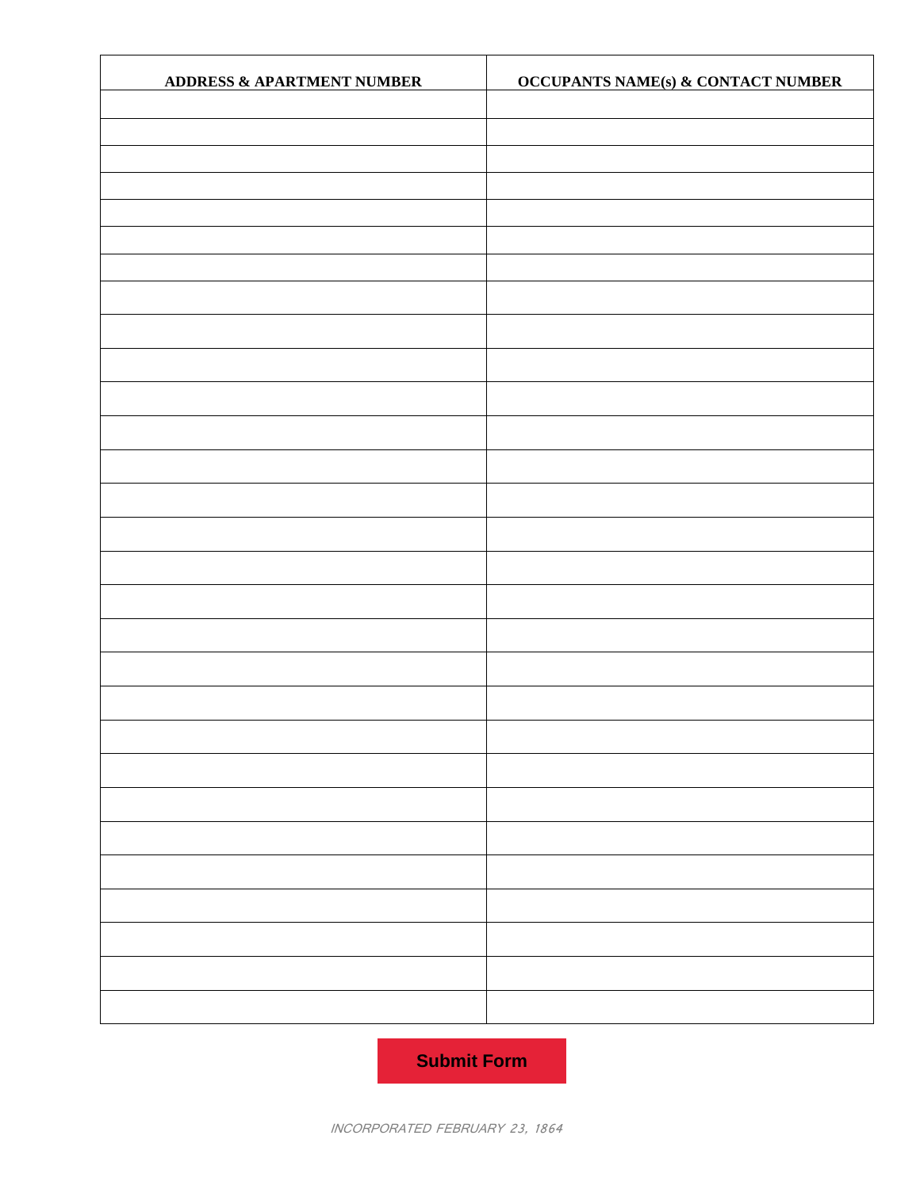| ADDRESS & APARTMENT NUMBER | OCCUPANTS NAME(s) & CONTACT NUMBER |
| --- | --- |
| | |
| | |
| | |
| | |
| | |
| | |
| | |
| | |
| | |
| | |
| | |
| | |
| | |
| | |
| | |
| | |
| | |
| | |
| | |
| | |
| | |
| | |
| | |
| | |
| | |
| | |
| | |
| | |
| | |

**Submit Form**